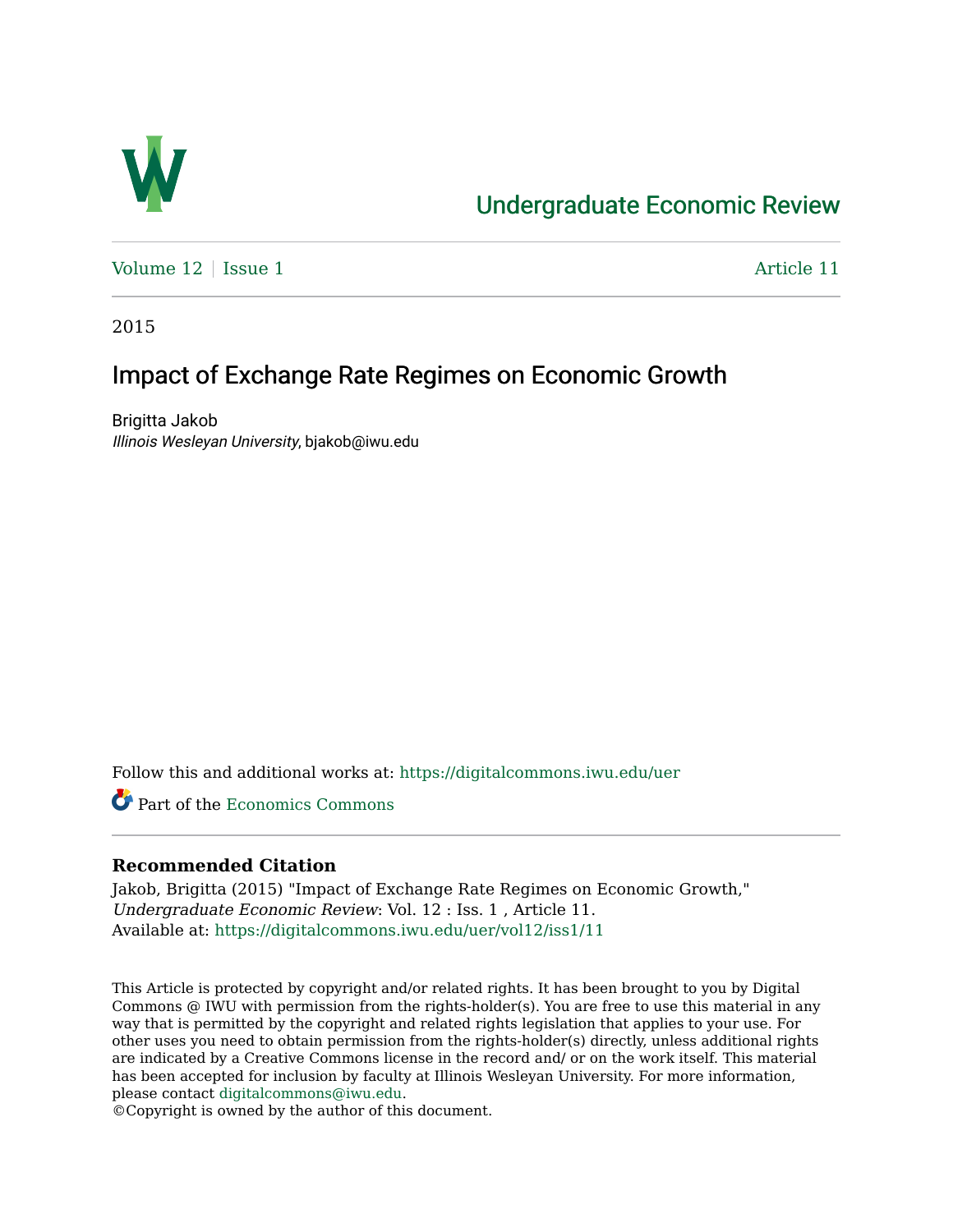# Undergraduate Economic Review

Volume 12 | Issue 1 | Article 11

2015

## Impact of Exchange Rate Regimes on Economic Growth

Brigitta Jakob
*Illinois Wesleyan University*, bjakob@iwu.edu

Follow this and additional works at: https://digitalcommons.iwu.edu/uer

Part of the Economics Commons

**Recommended Citation**

Jakob, Brigitta (2015) "Impact of Exchange Rate Regimes on Economic Growth," *Undergraduate Economic Review*: Vol. 12 : Iss. 1 , Article 11.
Available at: https://digitalcommons.iwu.edu/uer/vol12/iss1/11

This Article is protected by copyright and/or related rights. It has been brought to you by Digital Commons @ IWU with permission from the rights-holder(s). You are free to use this material in any way that is permitted by the copyright and related rights legislation that applies to your use. For other uses you need to obtain permission from the rights-holder(s) directly, unless additional rights are indicated by a Creative Commons license in the record and/ or on the work itself. This material has been accepted for inclusion by faculty at Illinois Wesleyan University. For more information, please contact digitalcommons@iwu.edu.
©Copyright is owned by the author of this document.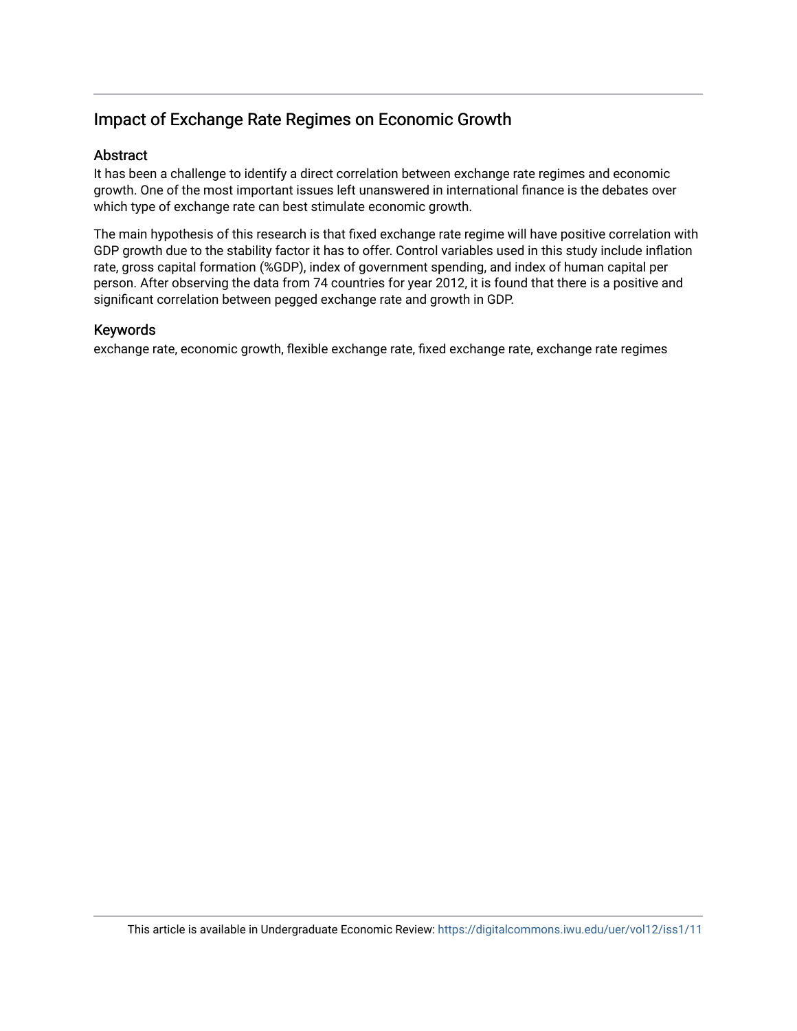# Impact of Exchange Rate Regimes on Economic Growth

## Abstract

It has been a challenge to identify a direct correlation between exchange rate regimes and economic growth. One of the most important issues left unanswered in international finance is the debates over which type of exchange rate can best stimulate economic growth.

The main hypothesis of this research is that fixed exchange rate regime will have positive correlation with GDP growth due to the stability factor it has to offer. Control variables used in this study include inflation rate, gross capital formation (%GDP), index of government spending, and index of human capital per person. After observing the data from 74 countries for year 2012, it is found that there is a positive and significant correlation between pegged exchange rate and growth in GDP.

## Keywords

exchange rate, economic growth, flexible exchange rate, fixed exchange rate, exchange rate regimes

This article is available in Undergraduate Economic Review: https://digitalcommons.iwu.edu/uer/vol12/iss1/11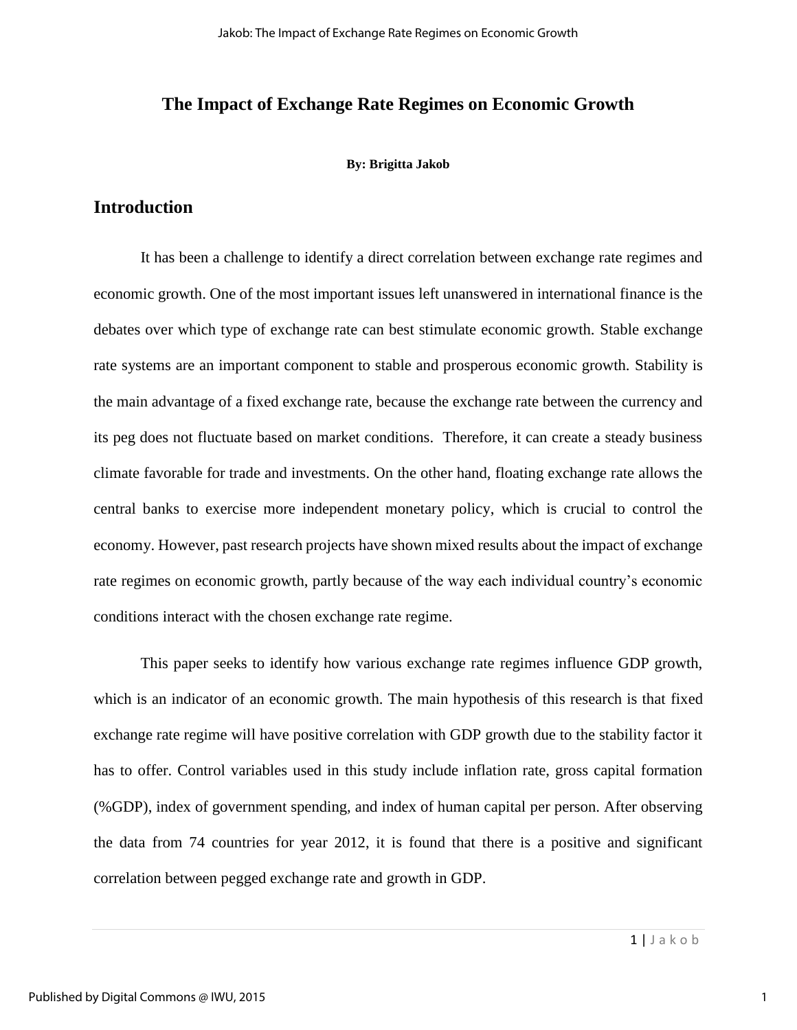# The Impact of Exchange Rate Regimes on Economic Growth

**By: Brigitta Jakob**

## Introduction

It has been a challenge to identify a direct correlation between exchange rate regimes and economic growth. One of the most important issues left unanswered in international finance is the debates over which type of exchange rate can best stimulate economic growth. Stable exchange rate systems are an important component to stable and prosperous economic growth. Stability is the main advantage of a fixed exchange rate, because the exchange rate between the currency and its peg does not fluctuate based on market conditions. Therefore, it can create a steady business climate favorable for trade and investments. On the other hand, floating exchange rate allows the central banks to exercise more independent monetary policy, which is crucial to control the economy. However, past research projects have shown mixed results about the impact of exchange rate regimes on economic growth, partly because of the way each individual country's economic conditions interact with the chosen exchange rate regime.

This paper seeks to identify how various exchange rate regimes influence GDP growth, which is an indicator of an economic growth. The main hypothesis of this research is that fixed exchange rate regime will have positive correlation with GDP growth due to the stability factor it has to offer. Control variables used in this study include inflation rate, gross capital formation (%GDP), index of government spending, and index of human capital per person. After observing the data from 74 countries for year 2012, it is found that there is a positive and significant correlation between pegged exchange rate and growth in GDP.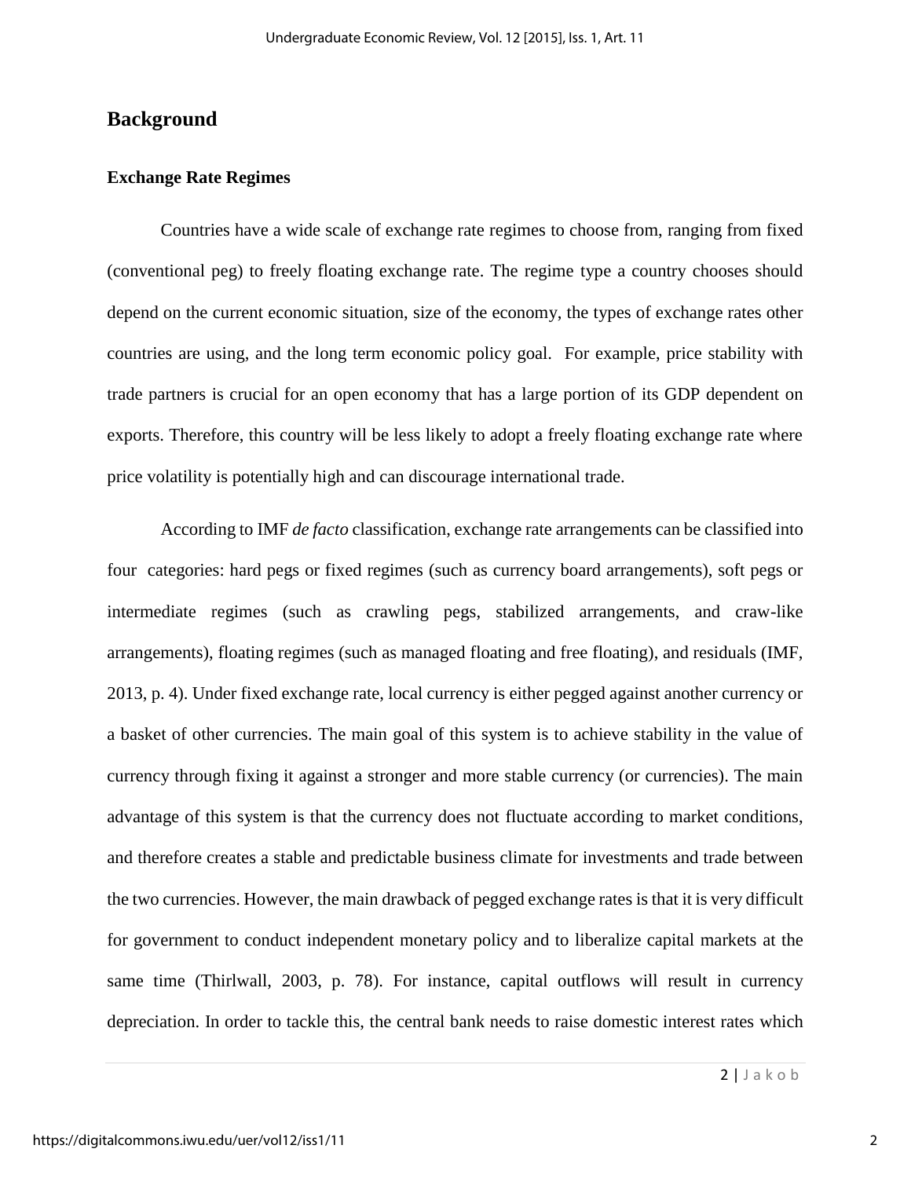## Background

### Exchange Rate Regimes

Countries have a wide scale of exchange rate regimes to choose from, ranging from fixed (conventional peg) to freely floating exchange rate. The regime type a country chooses should depend on the current economic situation, size of the economy, the types of exchange rates other countries are using, and the long term economic policy goal. For example, price stability with trade partners is crucial for an open economy that has a large portion of its GDP dependent on exports. Therefore, this country will be less likely to adopt a freely floating exchange rate where price volatility is potentially high and can discourage international trade.

According to IMF *de facto* classification, exchange rate arrangements can be classified into four categories: hard pegs or fixed regimes (such as currency board arrangements), soft pegs or intermediate regimes (such as crawling pegs, stabilized arrangements, and craw-like arrangements), floating regimes (such as managed floating and free floating), and residuals (IMF, 2013, p. 4). Under fixed exchange rate, local currency is either pegged against another currency or a basket of other currencies. The main goal of this system is to achieve stability in the value of currency through fixing it against a stronger and more stable currency (or currencies). The main advantage of this system is that the currency does not fluctuate according to market conditions, and therefore creates a stable and predictable business climate for investments and trade between the two currencies. However, the main drawback of pegged exchange rates is that it is very difficult for government to conduct independent monetary policy and to liberalize capital markets at the same time (Thirlwall, 2003, p. 78). For instance, capital outflows will result in currency depreciation. In order to tackle this, the central bank needs to raise domestic interest rates which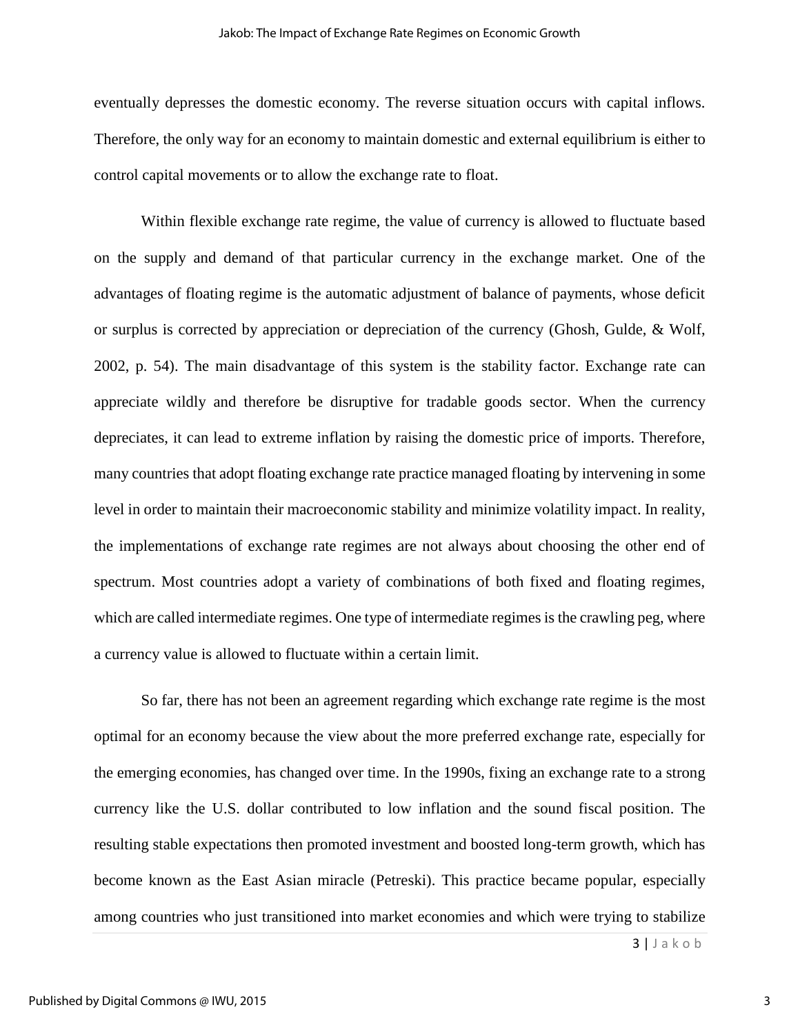eventually depresses the domestic economy. The reverse situation occurs with capital inflows. Therefore, the only way for an economy to maintain domestic and external equilibrium is either to control capital movements or to allow the exchange rate to float.

Within flexible exchange rate regime, the value of currency is allowed to fluctuate based on the supply and demand of that particular currency in the exchange market. One of the advantages of floating regime is the automatic adjustment of balance of payments, whose deficit or surplus is corrected by appreciation or depreciation of the currency (Ghosh, Gulde, & Wolf, 2002, p. 54). The main disadvantage of this system is the stability factor. Exchange rate can appreciate wildly and therefore be disruptive for tradable goods sector. When the currency depreciates, it can lead to extreme inflation by raising the domestic price of imports. Therefore, many countries that adopt floating exchange rate practice managed floating by intervening in some level in order to maintain their macroeconomic stability and minimize volatility impact. In reality, the implementations of exchange rate regimes are not always about choosing the other end of spectrum. Most countries adopt a variety of combinations of both fixed and floating regimes, which are called intermediate regimes. One type of intermediate regimes is the crawling peg, where a currency value is allowed to fluctuate within a certain limit.

So far, there has not been an agreement regarding which exchange rate regime is the most optimal for an economy because the view about the more preferred exchange rate, especially for the emerging economies, has changed over time. In the 1990s, fixing an exchange rate to a strong currency like the U.S. dollar contributed to low inflation and the sound fiscal position. The resulting stable expectations then promoted investment and boosted long-term growth, which has become known as the East Asian miracle (Petreski). This practice became popular, especially among countries who just transitioned into market economies and which were trying to stabilize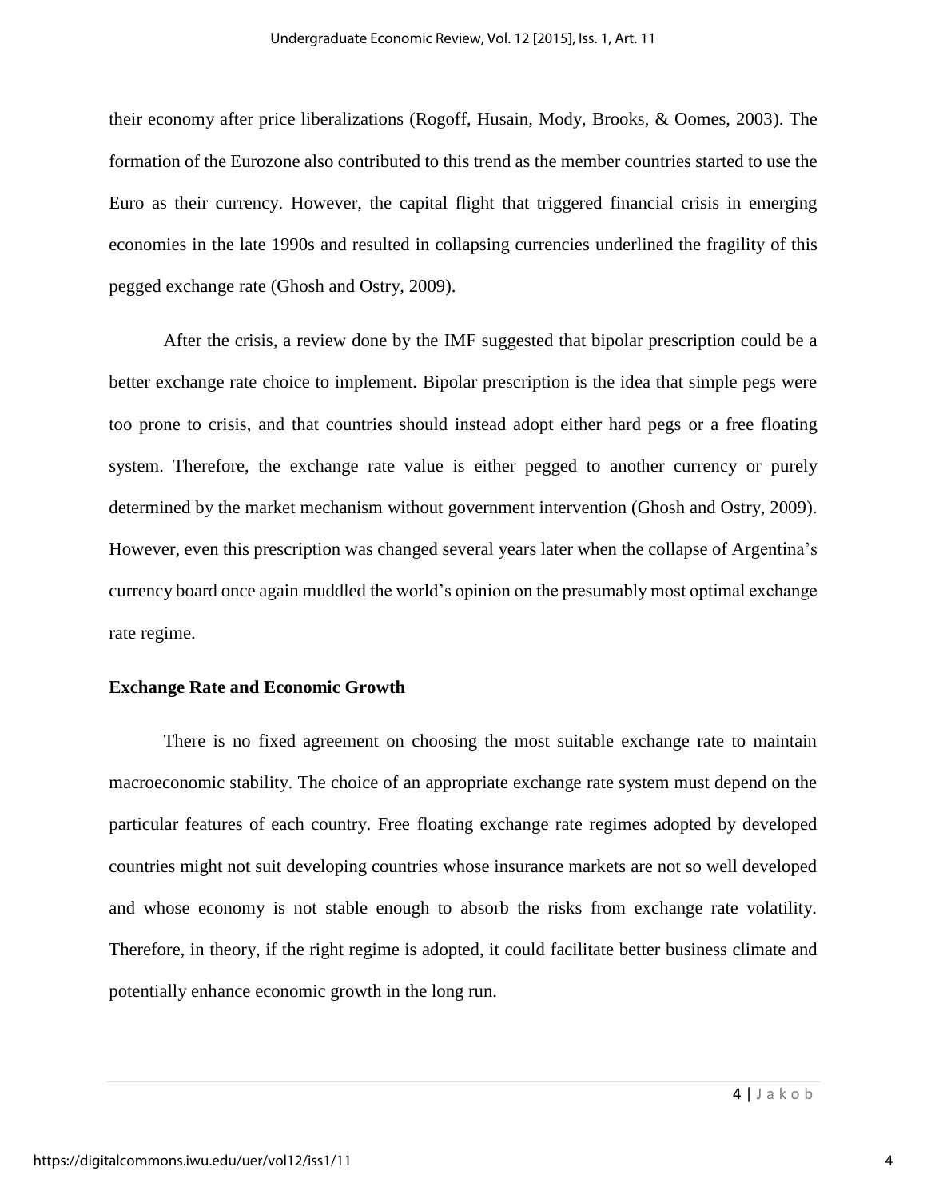their economy after price liberalizations (Rogoff, Husain, Mody, Brooks, & Oomes, 2003). The formation of the Eurozone also contributed to this trend as the member countries started to use the Euro as their currency. However, the capital flight that triggered financial crisis in emerging economies in the late 1990s and resulted in collapsing currencies underlined the fragility of this pegged exchange rate (Ghosh and Ostry, 2009).

After the crisis, a review done by the IMF suggested that bipolar prescription could be a better exchange rate choice to implement. Bipolar prescription is the idea that simple pegs were too prone to crisis, and that countries should instead adopt either hard pegs or a free floating system. Therefore, the exchange rate value is either pegged to another currency or purely determined by the market mechanism without government intervention (Ghosh and Ostry, 2009). However, even this prescription was changed several years later when the collapse of Argentina's currency board once again muddled the world's opinion on the presumably most optimal exchange rate regime.

### Exchange Rate and Economic Growth

There is no fixed agreement on choosing the most suitable exchange rate to maintain macroeconomic stability. The choice of an appropriate exchange rate system must depend on the particular features of each country. Free floating exchange rate regimes adopted by developed countries might not suit developing countries whose insurance markets are not so well developed and whose economy is not stable enough to absorb the risks from exchange rate volatility. Therefore, in theory, if the right regime is adopted, it could facilitate better business climate and potentially enhance economic growth in the long run.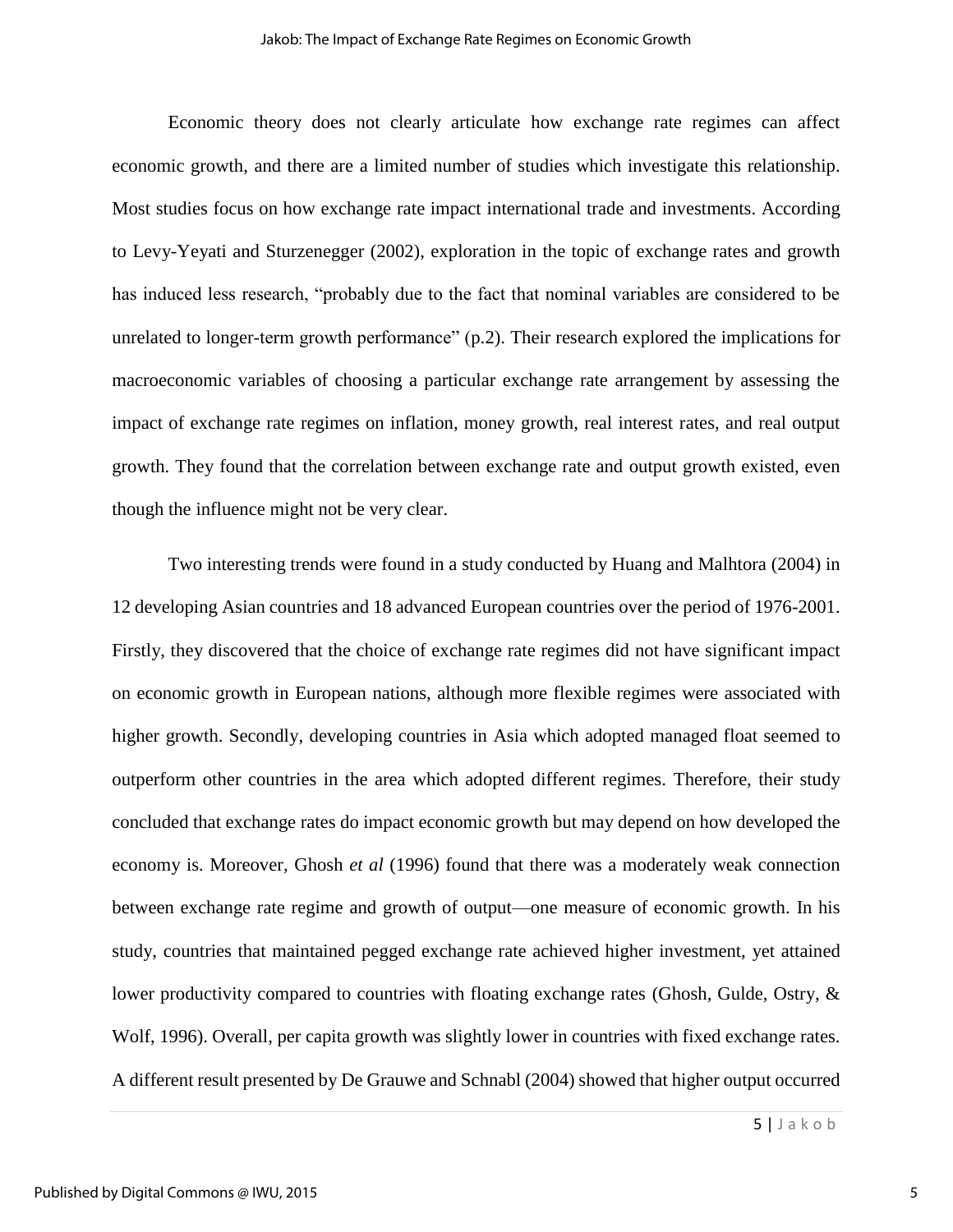Economic theory does not clearly articulate how exchange rate regimes can affect economic growth, and there are a limited number of studies which investigate this relationship. Most studies focus on how exchange rate impact international trade and investments. According to Levy-Yeyati and Sturzenegger (2002), exploration in the topic of exchange rates and growth has induced less research, "probably due to the fact that nominal variables are considered to be unrelated to longer-term growth performance" (p.2). Their research explored the implications for macroeconomic variables of choosing a particular exchange rate arrangement by assessing the impact of exchange rate regimes on inflation, money growth, real interest rates, and real output growth. They found that the correlation between exchange rate and output growth existed, even though the influence might not be very clear.

Two interesting trends were found in a study conducted by Huang and Malhtora (2004) in 12 developing Asian countries and 18 advanced European countries over the period of 1976-2001. Firstly, they discovered that the choice of exchange rate regimes did not have significant impact on economic growth in European nations, although more flexible regimes were associated with higher growth. Secondly, developing countries in Asia which adopted managed float seemed to outperform other countries in the area which adopted different regimes. Therefore, their study concluded that exchange rates do impact economic growth but may depend on how developed the economy is. Moreover, Ghosh *et al* (1996) found that there was a moderately weak connection between exchange rate regime and growth of output—one measure of economic growth. In his study, countries that maintained pegged exchange rate achieved higher investment, yet attained lower productivity compared to countries with floating exchange rates (Ghosh, Gulde, Ostry, & Wolf, 1996). Overall, per capita growth was slightly lower in countries with fixed exchange rates. A different result presented by De Grauwe and Schnabl (2004) showed that higher output occurred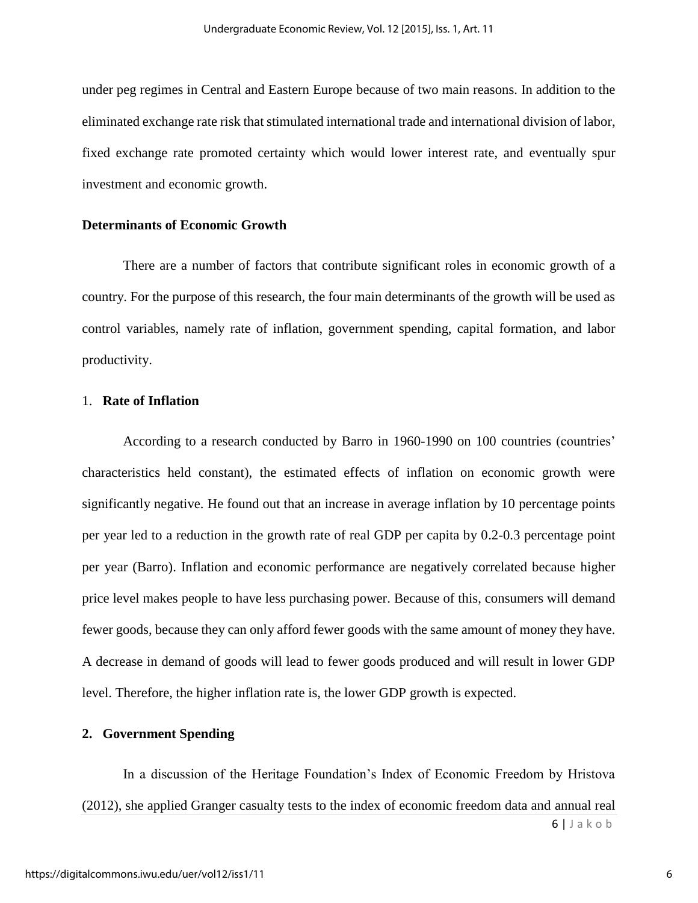under peg regimes in Central and Eastern Europe because of two main reasons. In addition to the eliminated exchange rate risk that stimulated international trade and international division of labor, fixed exchange rate promoted certainty which would lower interest rate, and eventually spur investment and economic growth.

**Determinants of Economic Growth**

There are a number of factors that contribute significant roles in economic growth of a country. For the purpose of this research, the four main determinants of the growth will be used as control variables, namely rate of inflation, government spending, capital formation, and labor productivity.

1. **Rate of Inflation**

According to a research conducted by Barro in 1960-1990 on 100 countries (countries' characteristics held constant), the estimated effects of inflation on economic growth were significantly negative. He found out that an increase in average inflation by 10 percentage points per year led to a reduction in the growth rate of real GDP per capita by 0.2-0.3 percentage point per year (Barro). Inflation and economic performance are negatively correlated because higher price level makes people to have less purchasing power. Because of this, consumers will demand fewer goods, because they can only afford fewer goods with the same amount of money they have. A decrease in demand of goods will lead to fewer goods produced and will result in lower GDP level. Therefore, the higher inflation rate is, the lower GDP growth is expected.

2. **Government Spending**

In a discussion of the Heritage Foundation's Index of Economic Freedom by Hristova (2012), she applied Granger casualty tests to the index of economic freedom data and annual real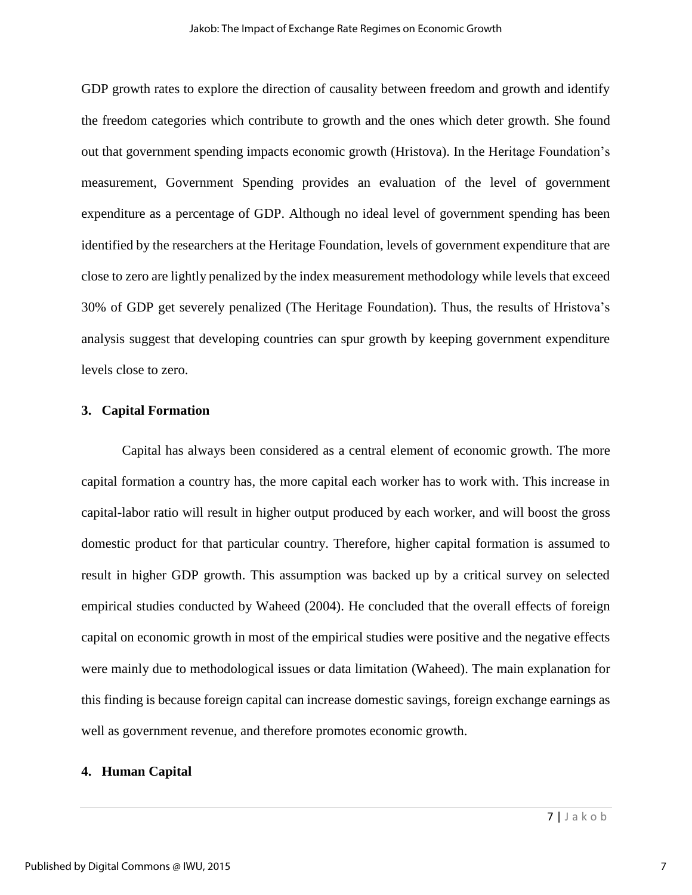GDP growth rates to explore the direction of causality between freedom and growth and identify the freedom categories which contribute to growth and the ones which deter growth. She found out that government spending impacts economic growth (Hristova). In the Heritage Foundation's measurement, Government Spending provides an evaluation of the level of government expenditure as a percentage of GDP. Although no ideal level of government spending has been identified by the researchers at the Heritage Foundation, levels of government expenditure that are close to zero are lightly penalized by the index measurement methodology while levels that exceed 30% of GDP get severely penalized (The Heritage Foundation). Thus, the results of Hristova's analysis suggest that developing countries can spur growth by keeping government expenditure levels close to zero.

### 3. Capital Formation

Capital has always been considered as a central element of economic growth. The more capital formation a country has, the more capital each worker has to work with. This increase in capital-labor ratio will result in higher output produced by each worker, and will boost the gross domestic product for that particular country. Therefore, higher capital formation is assumed to result in higher GDP growth. This assumption was backed up by a critical survey on selected empirical studies conducted by Waheed (2004). He concluded that the overall effects of foreign capital on economic growth in most of the empirical studies were positive and the negative effects were mainly due to methodological issues or data limitation (Waheed). The main explanation for this finding is because foreign capital can increase domestic savings, foreign exchange earnings as well as government revenue, and therefore promotes economic growth.

### 4. Human Capital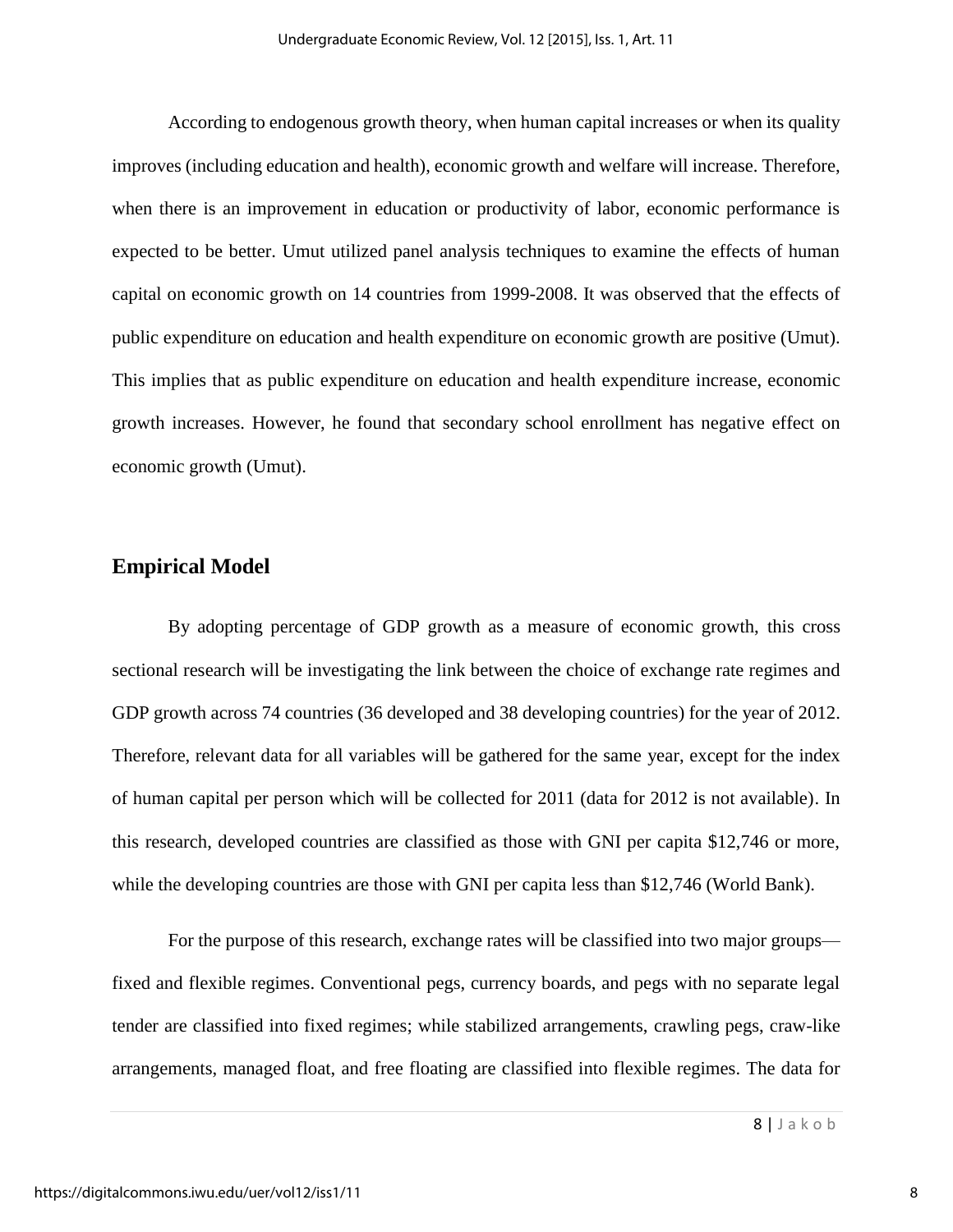According to endogenous growth theory, when human capital increases or when its quality improves (including education and health), economic growth and welfare will increase. Therefore, when there is an improvement in education or productivity of labor, economic performance is expected to be better. Umut utilized panel analysis techniques to examine the effects of human capital on economic growth on 14 countries from 1999-2008. It was observed that the effects of public expenditure on education and health expenditure on economic growth are positive (Umut). This implies that as public expenditure on education and health expenditure increase, economic growth increases. However, he found that secondary school enrollment has negative effect on economic growth (Umut).

## Empirical Model

By adopting percentage of GDP growth as a measure of economic growth, this cross sectional research will be investigating the link between the choice of exchange rate regimes and GDP growth across 74 countries (36 developed and 38 developing countries) for the year of 2012. Therefore, relevant data for all variables will be gathered for the same year, except for the index of human capital per person which will be collected for 2011 (data for 2012 is not available). In this research, developed countries are classified as those with GNI per capita $12,746 or more, while the developing countries are those with GNI per capita less than $12,746 (World Bank).

For the purpose of this research, exchange rates will be classified into two major groups—fixed and flexible regimes. Conventional pegs, currency boards, and pegs with no separate legal tender are classified into fixed regimes; while stabilized arrangements, crawling pegs, craw-like arrangements, managed float, and free floating are classified into flexible regimes. The data for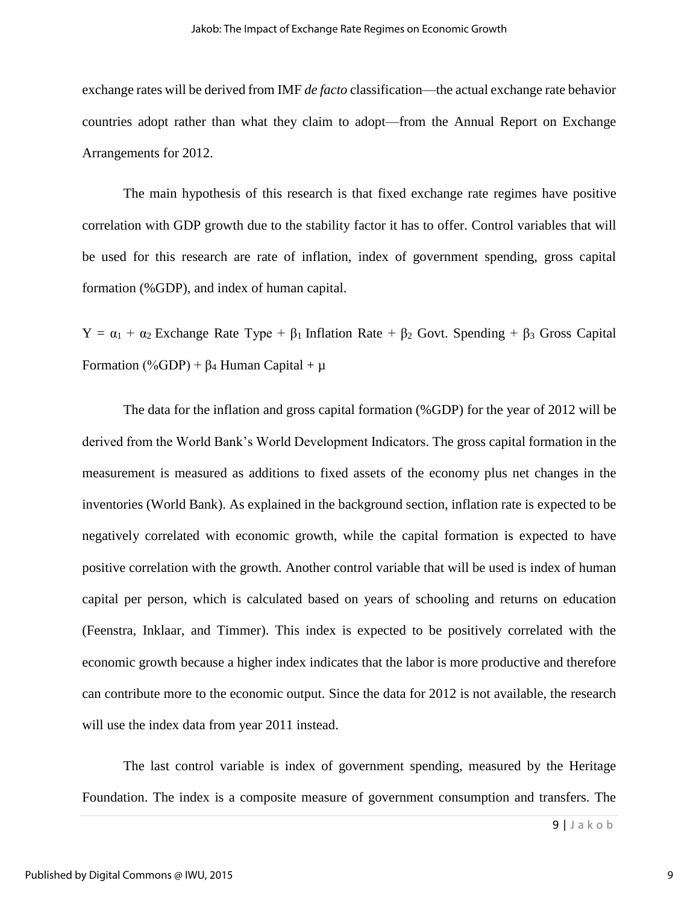exchange rates will be derived from IMF *de facto* classification—the actual exchange rate behavior countries adopt rather than what they claim to adopt—from the Annual Report on Exchange Arrangements for 2012.

The main hypothesis of this research is that fixed exchange rate regimes have positive correlation with GDP growth due to the stability factor it has to offer. Control variables that will be used for this research are rate of inflation, index of government spending, gross capital formation (%GDP), and index of human capital.

$$Y = \alpha_1 + \alpha_2 \text{ Exchange Rate Type} + \beta_1 \text{ Inflation Rate} + \beta_2 \text{ Govt. Spending} + \beta_3 \text{ Gross Capital Formation (\%GDP)} + \beta_4 \text{ Human Capital} + \mu$$

The data for the inflation and gross capital formation (%GDP) for the year of 2012 will be derived from the World Bank's World Development Indicators. The gross capital formation in the measurement is measured as additions to fixed assets of the economy plus net changes in the inventories (World Bank). As explained in the background section, inflation rate is expected to be negatively correlated with economic growth, while the capital formation is expected to have positive correlation with the growth. Another control variable that will be used is index of human capital per person, which is calculated based on years of schooling and returns on education (Feenstra, Inklaar, and Timmer). This index is expected to be positively correlated with the economic growth because a higher index indicates that the labor is more productive and therefore can contribute more to the economic output. Since the data for 2012 is not available, the research will use the index data from year 2011 instead.

The last control variable is index of government spending, measured by the Heritage Foundation. The index is a composite measure of government consumption and transfers. The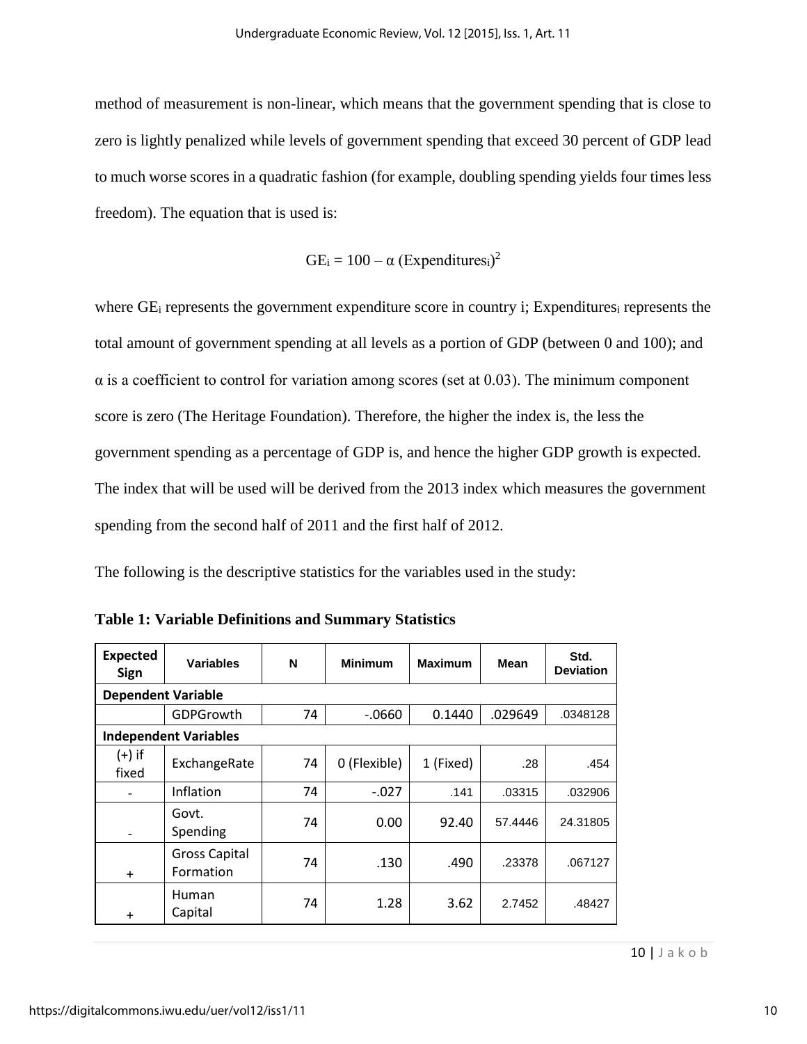method of measurement is non-linear, which means that the government spending that is close to zero is lightly penalized while levels of government spending that exceed 30 percent of GDP lead to much worse scores in a quadratic fashion (for example, doubling spending yields four times less freedom). The equation that is used is:

$$GE_i = 100 - \alpha\,(Expenditures_i)^2$$

where $GE_i$ represents the government expenditure score in country i; $Expenditures_i$ represents the total amount of government spending at all levels as a portion of GDP (between 0 and 100); and $\alpha$ is a coefficient to control for variation among scores (set at 0.03). The minimum component score is zero (The Heritage Foundation). Therefore, the higher the index is, the less the government spending as a percentage of GDP is, and hence the higher GDP growth is expected. The index that will be used will be derived from the 2013 index which measures the government spending from the second half of 2011 and the first half of 2012.

The following is the descriptive statistics for the variables used in the study:

**Table 1: Variable Definitions and Summary Statistics**

| Expected Sign | Variables | N | Minimum | Maximum | Mean | Std. Deviation |
|---|---|---|---|---|---|---|
| **Dependent Variable** | | | | | | |
| | GDPGrowth | 74 | -.0660 | 0.1440 | .029649 | .0348128 |
| **Independent Variables** | | | | | | |
| (+) if fixed | ExchangeRate | 74 | 0 (Flexible) | 1 (Fixed) | .28 | .454 |
| - | Inflation | 74 | -.027 | .141 | .03315 | .032906 |
| - | Govt. Spending | 74 | 0.00 | 92.40 | 57.4446 | 24.31805 |
| + | Gross Capital Formation | 74 | .130 | .490 | .23378 | .067127 |
| + | Human Capital | 74 | 1.28 | 3.62 | 2.7452 | .48427 |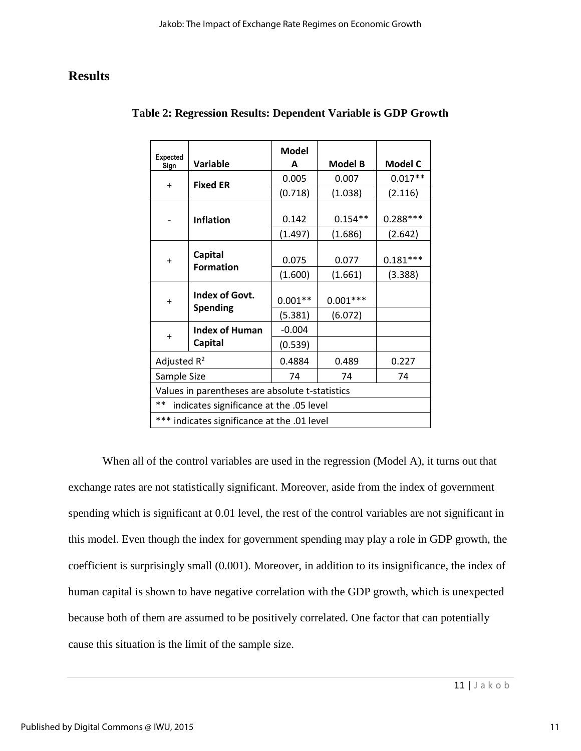## Results

**Table 2: Regression Results: Dependent Variable is GDP Growth**

| Expected Sign | Variable | Model A | Model B | Model C |
|---|---|---|---|---|
| + | **Fixed ER** | 0.005 | 0.007 | 0.017** |
| | | (0.718) | (1.038) | (2.116) |
| - | **Inflation** | 0.142 | 0.154** | 0.288*** |
| | | (1.497) | (1.686) | (2.642) |
| + | **Capital Formation** | 0.075 | 0.077 | 0.181*** |
| | | (1.600) | (1.661) | (3.388) |
| + | **Index of Govt. Spending** | 0.001** | 0.001*** | |
| | | (5.381) | (6.072) | |
| + | **Index of Human Capital** | -0.004 | | |
| | | (0.539) | | |
| Adjusted $R^2$ | | 0.4884 | 0.489 | 0.227 |
| Sample Size | | 74 | 74 | 74 |
| Values in parentheses are absolute t-statistics | | | | |
| ** indicates significance at the .05 level | | | | |
| *** indicates significance at the .01 level | | | | |

When all of the control variables are used in the regression (Model A), it turns out that exchange rates are not statistically significant. Moreover, aside from the index of government spending which is significant at 0.01 level, the rest of the control variables are not significant in this model. Even though the index for government spending may play a role in GDP growth, the coefficient is surprisingly small (0.001). Moreover, in addition to its insignificance, the index of human capital is shown to have negative correlation with the GDP growth, which is unexpected because both of them are assumed to be positively correlated. One factor that can potentially cause this situation is the limit of the sample size.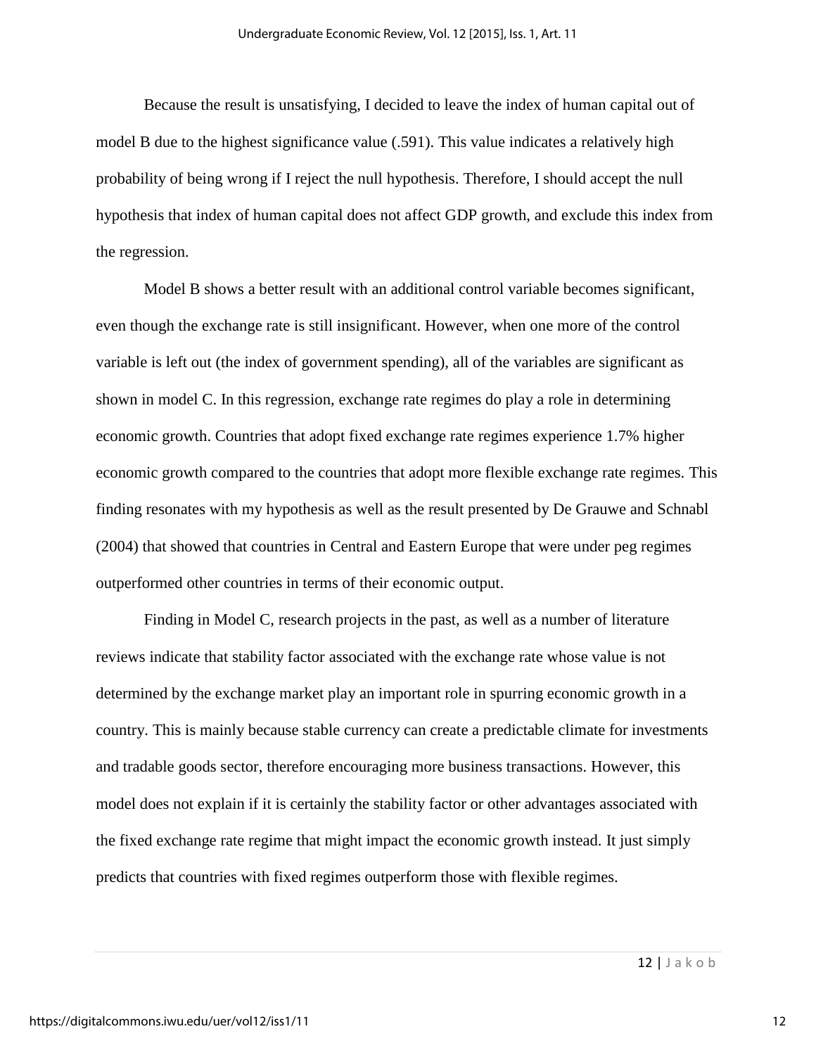Because the result is unsatisfying, I decided to leave the index of human capital out of model B due to the highest significance value (.591). This value indicates a relatively high probability of being wrong if I reject the null hypothesis. Therefore, I should accept the null hypothesis that index of human capital does not affect GDP growth, and exclude this index from the regression.

Model B shows a better result with an additional control variable becomes significant, even though the exchange rate is still insignificant. However, when one more of the control variable is left out (the index of government spending), all of the variables are significant as shown in model C. In this regression, exchange rate regimes do play a role in determining economic growth. Countries that adopt fixed exchange rate regimes experience 1.7% higher economic growth compared to the countries that adopt more flexible exchange rate regimes. This finding resonates with my hypothesis as well as the result presented by De Grauwe and Schnabl (2004) that showed that countries in Central and Eastern Europe that were under peg regimes outperformed other countries in terms of their economic output.

Finding in Model C, research projects in the past, as well as a number of literature reviews indicate that stability factor associated with the exchange rate whose value is not determined by the exchange market play an important role in spurring economic growth in a country. This is mainly because stable currency can create a predictable climate for investments and tradable goods sector, therefore encouraging more business transactions. However, this model does not explain if it is certainly the stability factor or other advantages associated with the fixed exchange rate regime that might impact the economic growth instead. It just simply predicts that countries with fixed regimes outperform those with flexible regimes.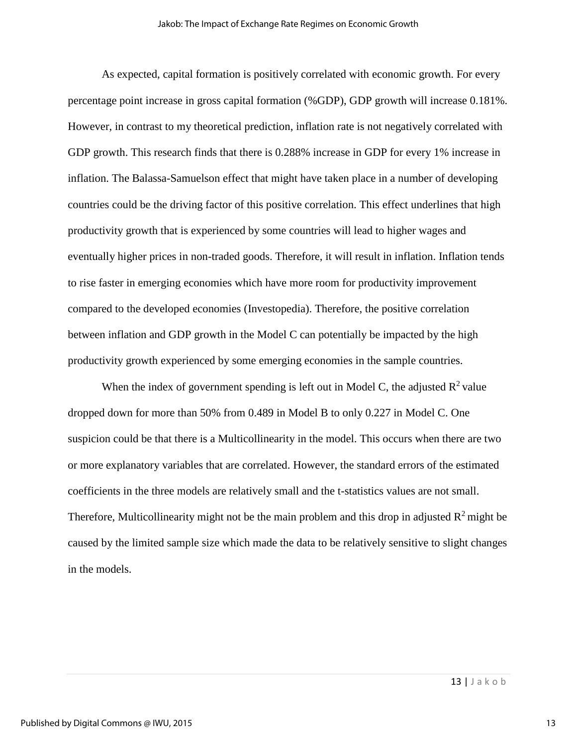As expected, capital formation is positively correlated with economic growth. For every percentage point increase in gross capital formation (%GDP), GDP growth will increase 0.181%. However, in contrast to my theoretical prediction, inflation rate is not negatively correlated with GDP growth. This research finds that there is 0.288% increase in GDP for every 1% increase in inflation. The Balassa-Samuelson effect that might have taken place in a number of developing countries could be the driving factor of this positive correlation. This effect underlines that high productivity growth that is experienced by some countries will lead to higher wages and eventually higher prices in non-traded goods. Therefore, it will result in inflation. Inflation tends to rise faster in emerging economies which have more room for productivity improvement compared to the developed economies (Investopedia). Therefore, the positive correlation between inflation and GDP growth in the Model C can potentially be impacted by the high productivity growth experienced by some emerging economies in the sample countries.

When the index of government spending is left out in Model C, the adjusted $R^2$ value dropped down for more than 50% from 0.489 in Model B to only 0.227 in Model C. One suspicion could be that there is a Multicollinearity in the model. This occurs when there are two or more explanatory variables that are correlated. However, the standard errors of the estimated coefficients in the three models are relatively small and the t-statistics values are not small. Therefore, Multicollinearity might not be the main problem and this drop in adjusted $R^2$ might be caused by the limited sample size which made the data to be relatively sensitive to slight changes in the models.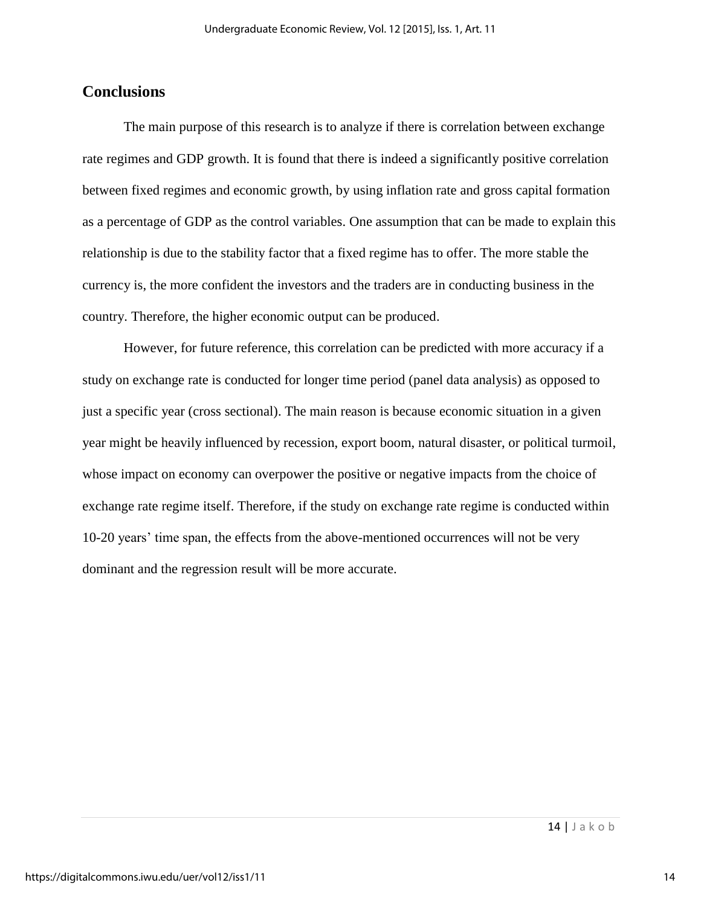## Conclusions

The main purpose of this research is to analyze if there is correlation between exchange rate regimes and GDP growth. It is found that there is indeed a significantly positive correlation between fixed regimes and economic growth, by using inflation rate and gross capital formation as a percentage of GDP as the control variables. One assumption that can be made to explain this relationship is due to the stability factor that a fixed regime has to offer. The more stable the currency is, the more confident the investors and the traders are in conducting business in the country. Therefore, the higher economic output can be produced.

However, for future reference, this correlation can be predicted with more accuracy if a study on exchange rate is conducted for longer time period (panel data analysis) as opposed to just a specific year (cross sectional). The main reason is because economic situation in a given year might be heavily influenced by recession, export boom, natural disaster, or political turmoil, whose impact on economy can overpower the positive or negative impacts from the choice of exchange rate regime itself. Therefore, if the study on exchange rate regime is conducted within 10-20 years' time span, the effects from the above-mentioned occurrences will not be very dominant and the regression result will be more accurate.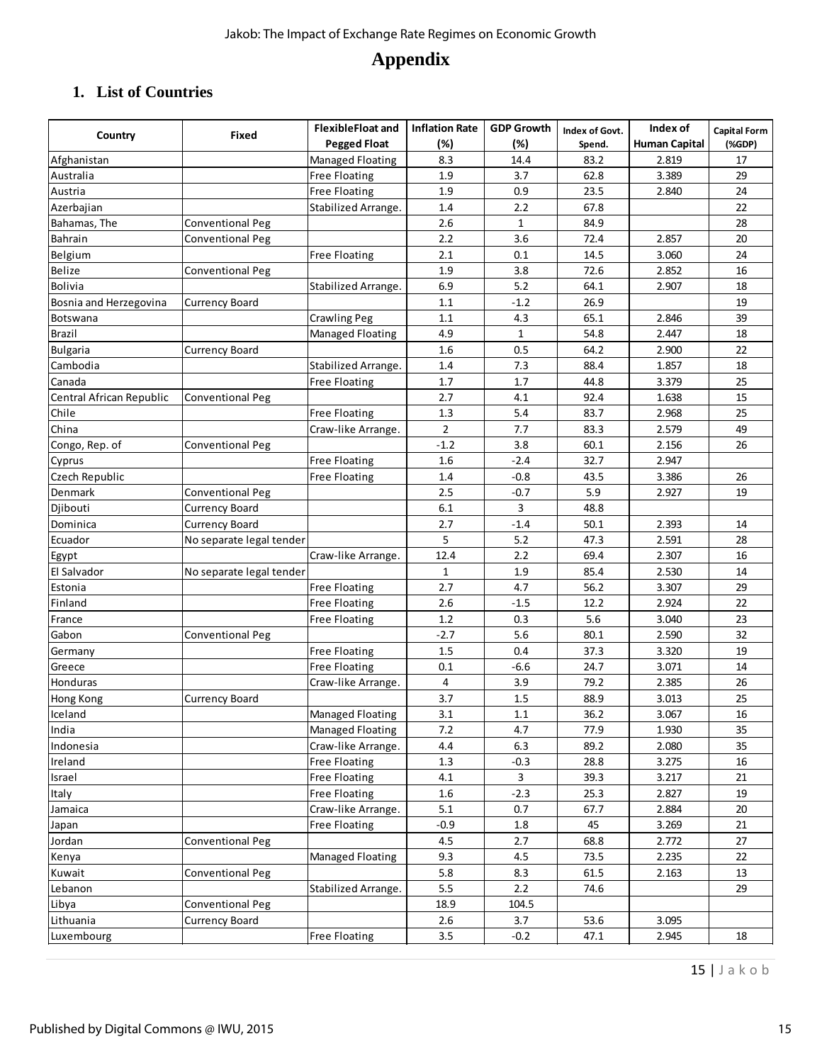# Appendix

## 1. List of Countries

| Country | Fixed | FlexibleFloat and Pegged Float | Inflation Rate (%) | GDP Growth (%) | Index of Govt. Spend. | Index of Human Capital | Capital Form (%GDP) |
|---|---|---|---|---|---|---|---|
| Afghanistan | | Managed Floating | 8.3 | 14.4 | 83.2 | 2.819 | 17 |
| Australia | | Free Floating | 1.9 | 3.7 | 62.8 | 3.389 | 29 |
| Austria | | Free Floating | 1.9 | 0.9 | 23.5 | 2.840 | 24 |
| Azerbajian | | Stabilized Arrange. | 1.4 | 2.2 | 67.8 | | 22 |
| Bahamas, The | Conventional Peg | | 2.6 | 1 | 84.9 | | 28 |
| Bahrain | Conventional Peg | | 2.2 | 3.6 | 72.4 | 2.857 | 20 |
| Belgium | | Free Floating | 2.1 | 0.1 | 14.5 | 3.060 | 24 |
| Belize | Conventional Peg | | 1.9 | 3.8 | 72.6 | 2.852 | 16 |
| Bolivia | | Stabilized Arrange. | 6.9 | 5.2 | 64.1 | 2.907 | 18 |
| Bosnia and Herzegovina | Currency Board | | 1.1 | -1.2 | 26.9 | | 19 |
| Botswana | | Crawling Peg | 1.1 | 4.3 | 65.1 | 2.846 | 39 |
| Brazil | | Managed Floating | 4.9 | 1 | 54.8 | 2.447 | 18 |
| Bulgaria | Currency Board | | 1.6 | 0.5 | 64.2 | 2.900 | 22 |
| Cambodia | | Stabilized Arrange. | 1.4 | 7.3 | 88.4 | 1.857 | 18 |
| Canada | | Free Floating | 1.7 | 1.7 | 44.8 | 3.379 | 25 |
| Central African Republic | Conventional Peg | | 2.7 | 4.1 | 92.4 | 1.638 | 15 |
| Chile | | Free Floating | 1.3 | 5.4 | 83.7 | 2.968 | 25 |
| China | | Craw-like Arrange. | 2 | 7.7 | 83.3 | 2.579 | 49 |
| Congo, Rep. of | Conventional Peg | | -1.2 | 3.8 | 60.1 | 2.156 | 26 |
| Cyprus | | Free Floating | 1.6 | -2.4 | 32.7 | 2.947 | |
| Czech Republic | | Free Floating | 1.4 | -0.8 | 43.5 | 3.386 | 26 |
| Denmark | Conventional Peg | | 2.5 | -0.7 | 5.9 | 2.927 | 19 |
| Djibouti | Currency Board | | 6.1 | 3 | 48.8 | | |
| Dominica | Currency Board | | 2.7 | -1.4 | 50.1 | 2.393 | 14 |
| Ecuador | No separate legal tender | | 5 | 5.2 | 47.3 | 2.591 | 28 |
| Egypt | | Craw-like Arrange. | 12.4 | 2.2 | 69.4 | 2.307 | 16 |
| El Salvador | No separate legal tender | | 1 | 1.9 | 85.4 | 2.530 | 14 |
| Estonia | | Free Floating | 2.7 | 4.7 | 56.2 | 3.307 | 29 |
| Finland | | Free Floating | 2.6 | -1.5 | 12.2 | 2.924 | 22 |
| France | | Free Floating | 1.2 | 0.3 | 5.6 | 3.040 | 23 |
| Gabon | Conventional Peg | | -2.7 | 5.6 | 80.1 | 2.590 | 32 |
| Germany | | Free Floating | 1.5 | 0.4 | 37.3 | 3.320 | 19 |
| Greece | | Free Floating | 0.1 | -6.6 | 24.7 | 3.071 | 14 |
| Honduras | | Craw-like Arrange. | 4 | 3.9 | 79.2 | 2.385 | 26 |
| Hong Kong | Currency Board | | 3.7 | 1.5 | 88.9 | 3.013 | 25 |
| Iceland | | Managed Floating | 3.1 | 1.1 | 36.2 | 3.067 | 16 |
| India | | Managed Floating | 7.2 | 4.7 | 77.9 | 1.930 | 35 |
| Indonesia | | Craw-like Arrange. | 4.4 | 6.3 | 89.2 | 2.080 | 35 |
| Ireland | | Free Floating | 1.3 | -0.3 | 28.8 | 3.275 | 16 |
| Israel | | Free Floating | 4.1 | 3 | 39.3 | 3.217 | 21 |
| Italy | | Free Floating | 1.6 | -2.3 | 25.3 | 2.827 | 19 |
| Jamaica | | Craw-like Arrange. | 5.1 | 0.7 | 67.7 | 2.884 | 20 |
| Japan | | Free Floating | -0.9 | 1.8 | 45 | 3.269 | 21 |
| Jordan | Conventional Peg | | 4.5 | 2.7 | 68.8 | 2.772 | 27 |
| Kenya | | Managed Floating | 9.3 | 4.5 | 73.5 | 2.235 | 22 |
| Kuwait | Conventional Peg | | 5.8 | 8.3 | 61.5 | 2.163 | 13 |
| Lebanon | | Stabilized Arrange. | 5.5 | 2.2 | 74.6 | | 29 |
| Libya | Conventional Peg | | 18.9 | 104.5 | | | |
| Lithuania | Currency Board | | 2.6 | 3.7 | 53.6 | 3.095 | |
| Luxembourg | | Free Floating | 3.5 | -0.2 | 47.1 | 2.945 | 18 |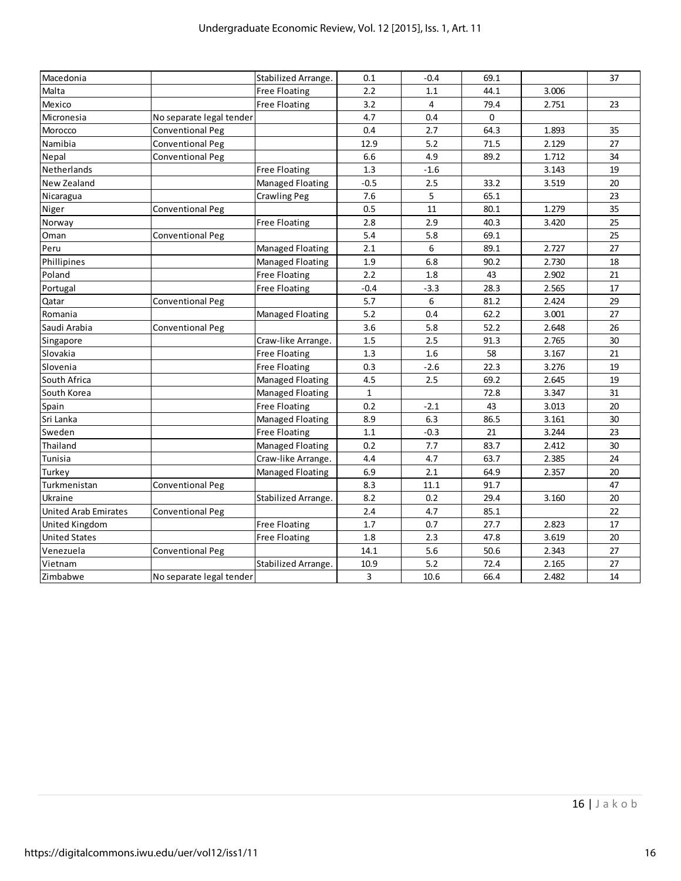| Macedonia | | Stabilized Arrange. | 0.1 | -0.4 | 69.1 | | 37 |
|---|---|---|---|---|---|---|---|
| Malta | | Free Floating | 2.2 | 1.1 | 44.1 | 3.006 | |
| Mexico | | Free Floating | 3.2 | 4 | 79.4 | 2.751 | 23 |
| Micronesia | No separate legal tender | | 4.7 | 0.4 | 0 | | |
| Morocco | Conventional Peg | | 0.4 | 2.7 | 64.3 | 1.893 | 35 |
| Namibia | Conventional Peg | | 12.9 | 5.2 | 71.5 | 2.129 | 27 |
| Nepal | Conventional Peg | | 6.6 | 4.9 | 89.2 | 1.712 | 34 |
| Netherlands | | Free Floating | 1.3 | -1.6 | | 3.143 | 19 |
| New Zealand | | Managed Floating | -0.5 | 2.5 | 33.2 | 3.519 | 20 |
| Nicaragua | | Crawling Peg | 7.6 | 5 | 65.1 | | 23 |
| Niger | Conventional Peg | | 0.5 | 11 | 80.1 | 1.279 | 35 |
| Norway | | Free Floating | 2.8 | 2.9 | 40.3 | 3.420 | 25 |
| Oman | Conventional Peg | | 5.4 | 5.8 | 69.1 | | 25 |
| Peru | | Managed Floating | 2.1 | 6 | 89.1 | 2.727 | 27 |
| Phillipines | | Managed Floating | 1.9 | 6.8 | 90.2 | 2.730 | 18 |
| Poland | | Free Floating | 2.2 | 1.8 | 43 | 2.902 | 21 |
| Portugal | | Free Floating | -0.4 | -3.3 | 28.3 | 2.565 | 17 |
| Qatar | Conventional Peg | | 5.7 | 6 | 81.2 | 2.424 | 29 |
| Romania | | Managed Floating | 5.2 | 0.4 | 62.2 | 3.001 | 27 |
| Saudi Arabia | Conventional Peg | | 3.6 | 5.8 | 52.2 | 2.648 | 26 |
| Singapore | | Craw-like Arrange. | 1.5 | 2.5 | 91.3 | 2.765 | 30 |
| Slovakia | | Free Floating | 1.3 | 1.6 | 58 | 3.167 | 21 |
| Slovenia | | Free Floating | 0.3 | -2.6 | 22.3 | 3.276 | 19 |
| South Africa | | Managed Floating | 4.5 | 2.5 | 69.2 | 2.645 | 19 |
| South Korea | | Managed Floating | 1 | | 72.8 | 3.347 | 31 |
| Spain | | Free Floating | 0.2 | -2.1 | 43 | 3.013 | 20 |
| Sri Lanka | | Managed Floating | 8.9 | 6.3 | 86.5 | 3.161 | 30 |
| Sweden | | Free Floating | 1.1 | -0.3 | 21 | 3.244 | 23 |
| Thailand | | Managed Floating | 0.2 | 7.7 | 83.7 | 2.412 | 30 |
| Tunisia | | Craw-like Arrange. | 4.4 | 4.7 | 63.7 | 2.385 | 24 |
| Turkey | | Managed Floating | 6.9 | 2.1 | 64.9 | 2.357 | 20 |
| Turkmenistan | Conventional Peg | | 8.3 | 11.1 | 91.7 | | 47 |
| Ukraine | | Stabilized Arrange. | 8.2 | 0.2 | 29.4 | 3.160 | 20 |
| United Arab Emirates | Conventional Peg | | 2.4 | 4.7 | 85.1 | | 22 |
| United Kingdom | | Free Floating | 1.7 | 0.7 | 27.7 | 2.823 | 17 |
| United States | | Free Floating | 1.8 | 2.3 | 47.8 | 3.619 | 20 |
| Venezuela | Conventional Peg | | 14.1 | 5.6 | 50.6 | 2.343 | 27 |
| Vietnam | | Stabilized Arrange. | 10.9 | 5.2 | 72.4 | 2.165 | 27 |
| Zimbabwe | No separate legal tender | | 3 | 10.6 | 66.4 | 2.482 | 14 |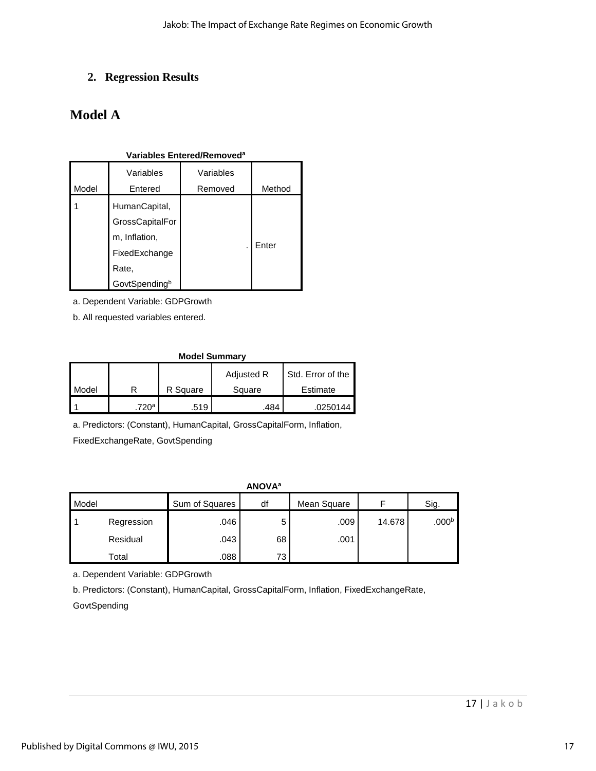## 2. Regression Results

# Model A

**Variables Entered/Removed[a]**

| Model | Variables Entered | Variables Removed | Method |
|---|---|---|---|
| 1 | HumanCapital, GrossCapitalForm, Inflation, FixedExchangeRate, GovtSpending[b] | . | Enter |

a. Dependent Variable: GDPGrowth

b. All requested variables entered.

**Model Summary**

| Model | R | R Square | Adjusted R Square | Std. Error of the Estimate |
|---|---|---|---|---|
| 1 | .720[a] | .519 | .484 | .0250144 |

a. Predictors: (Constant), HumanCapital, GrossCapitalForm, Inflation, FixedExchangeRate, GovtSpending

**ANOVA[a]**

| Model | | Sum of Squares | df | Mean Square | F | Sig. |
|---|---|---|---|---|---|---|
| 1 | Regression | .046 | 5 | .009 | 14.678 | .000[b] |
| | Residual | .043 | 68 | .001 | | |
| | Total | .088 | 73 | | | |

a. Dependent Variable: GDPGrowth

b. Predictors: (Constant), HumanCapital, GrossCapitalForm, Inflation, FixedExchangeRate, GovtSpending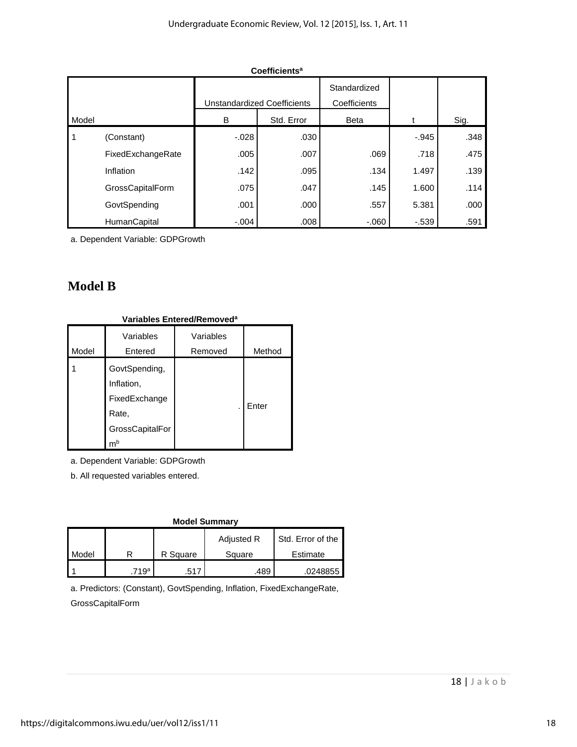**Coefficients[a]**

| Model | | Unstandardized Coefficients | | Standardized Coefficients | t | Sig. |
|---|---|---|---|---|---|---|
| | | B | Std. Error | Beta | | |
| 1 | (Constant) | -.028 | .030 | | -.945 | .348 |
| | FixedExchangeRate | .005 | .007 | .069 | .718 | .475 |
| | Inflation | .142 | .095 | .134 | 1.497 | .139 |
| | GrossCapitalForm | .075 | .047 | .145 | 1.600 | .114 |
| | GovtSpending | .001 | .000 | .557 | 5.381 | .000 |
| | HumanCapital | -.004 | .008 | -.060 | -.539 | .591 |

a. Dependent Variable: GDPGrowth

## Model B

**Variables Entered/Removed[a]**

| Model | Variables Entered | Variables Removed | Method |
|---|---|---|---|
| 1 | GovtSpending, Inflation, FixedExchange Rate, GrossCapitalForm[b] | . | Enter |

a. Dependent Variable: GDPGrowth

b. All requested variables entered.

**Model Summary**

| Model | R | R Square | Adjusted R Square | Std. Error of the Estimate |
|---|---|---|---|---|
| 1 | .719[a] | .517 | .489 | .0248855 |

a. Predictors: (Constant), GovtSpending, Inflation, FixedExchangeRate, GrossCapitalForm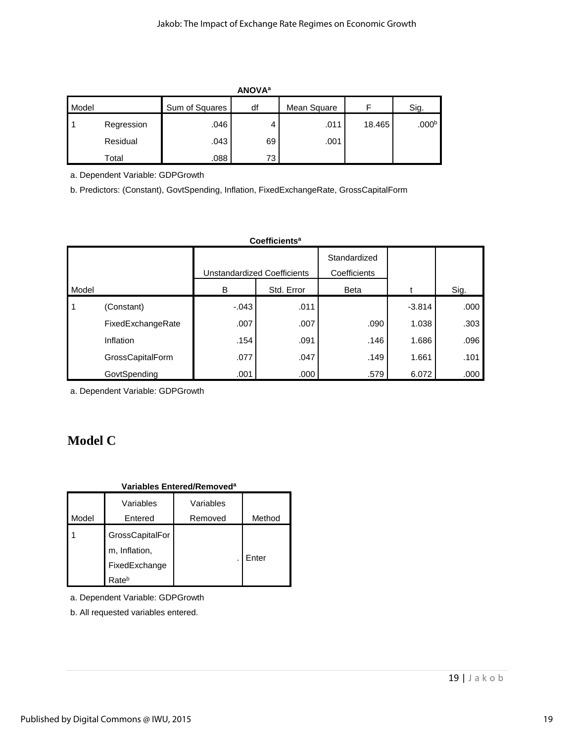**ANOVA[a]**

| Model | | Sum of Squares | df | Mean Square | F | Sig. |
|---|---|---|---|---|---|---|
| 1 | Regression | .046 | 4 | .011 | 18.465 | .000[b] |
| | Residual | .043 | 69 | .001 | | |
| | Total | .088 | 73 | | | |

a. Dependent Variable: GDPGrowth

b. Predictors: (Constant), GovtSpending, Inflation, FixedExchangeRate, GrossCapitalForm

**Coefficients[a]**

| Model | | Unstandardized Coefficients | | Standardized Coefficients | t | Sig. |
|---|---|---|---|---|---|---|
| | | B | Std. Error | Beta | | |
| 1 | (Constant) | -.043 | .011 | | -3.814 | .000 |
| | FixedExchangeRate | .007 | .007 | .090 | 1.038 | .303 |
| | Inflation | .154 | .091 | .146 | 1.686 | .096 |
| | GrossCapitalForm | .077 | .047 | .149 | 1.661 | .101 |
| | GovtSpending | .001 | .000 | .579 | 6.072 | .000 |

a. Dependent Variable: GDPGrowth

# Model C

**Variables Entered/Removed[a]**

| Model | Variables Entered | Variables Removed | Method |
|---|---|---|---|
| 1 | GrossCapitalForm, Inflation, FixedExchangeRate[b] | . | Enter |

a. Dependent Variable: GDPGrowth

b. All requested variables entered.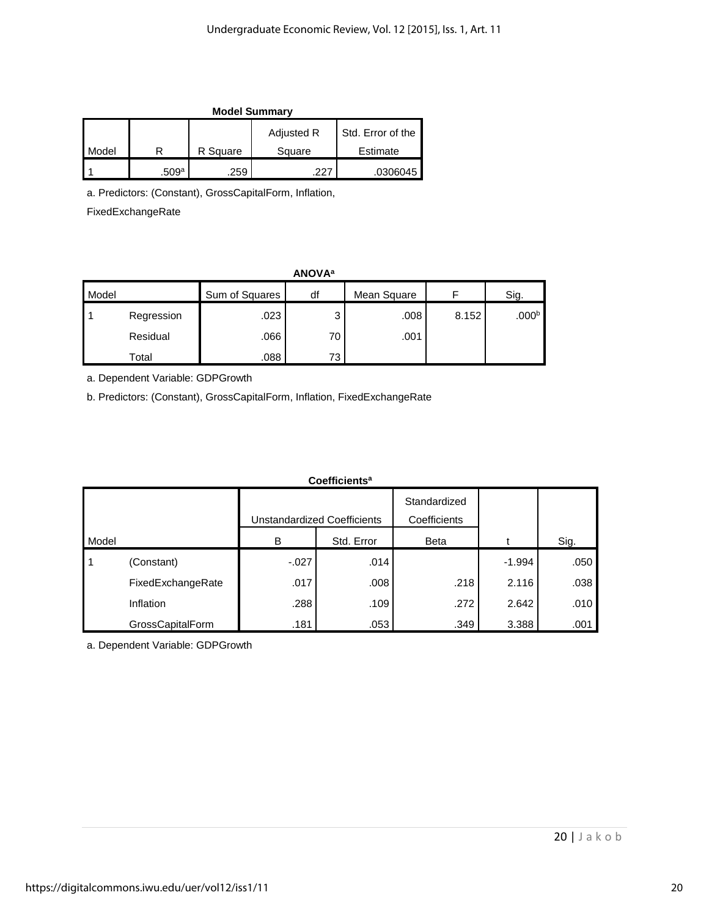**Model Summary**

| Model | R | R Square | Adjusted R Square | Std. Error of the Estimate |
|---|---|---|---|---|
| 1 | .509[a] | .259 | .227 | .0306045 |

a. Predictors: (Constant), GrossCapitalForm, Inflation, FixedExchangeRate

**ANOVA[a]**

| Model | | Sum of Squares | df | Mean Square | F | Sig. |
|---|---|---|---|---|---|---|
| 1 | Regression | .023 | 3 | .008 | 8.152 | .000[b] |
| | Residual | .066 | 70 | .001 | | |
| | Total | .088 | 73 | | | |

a. Dependent Variable: GDPGrowth

b. Predictors: (Constant), GrossCapitalForm, Inflation, FixedExchangeRate

**Coefficients[a]**

| Model | | Unstandardized Coefficients | | Standardized Coefficients | t | Sig. |
|---|---|---|---|---|---|---|
| | | B | Std. Error | Beta | | |
| 1 | (Constant) | -.027 | .014 | | -1.994 | .050 |
| | FixedExchangeRate | .017 | .008 | .218 | 2.116 | .038 |
| | Inflation | .288 | .109 | .272 | 2.642 | .010 |
| | GrossCapitalForm | .181 | .053 | .349 | 3.388 | .001 |

a. Dependent Variable: GDPGrowth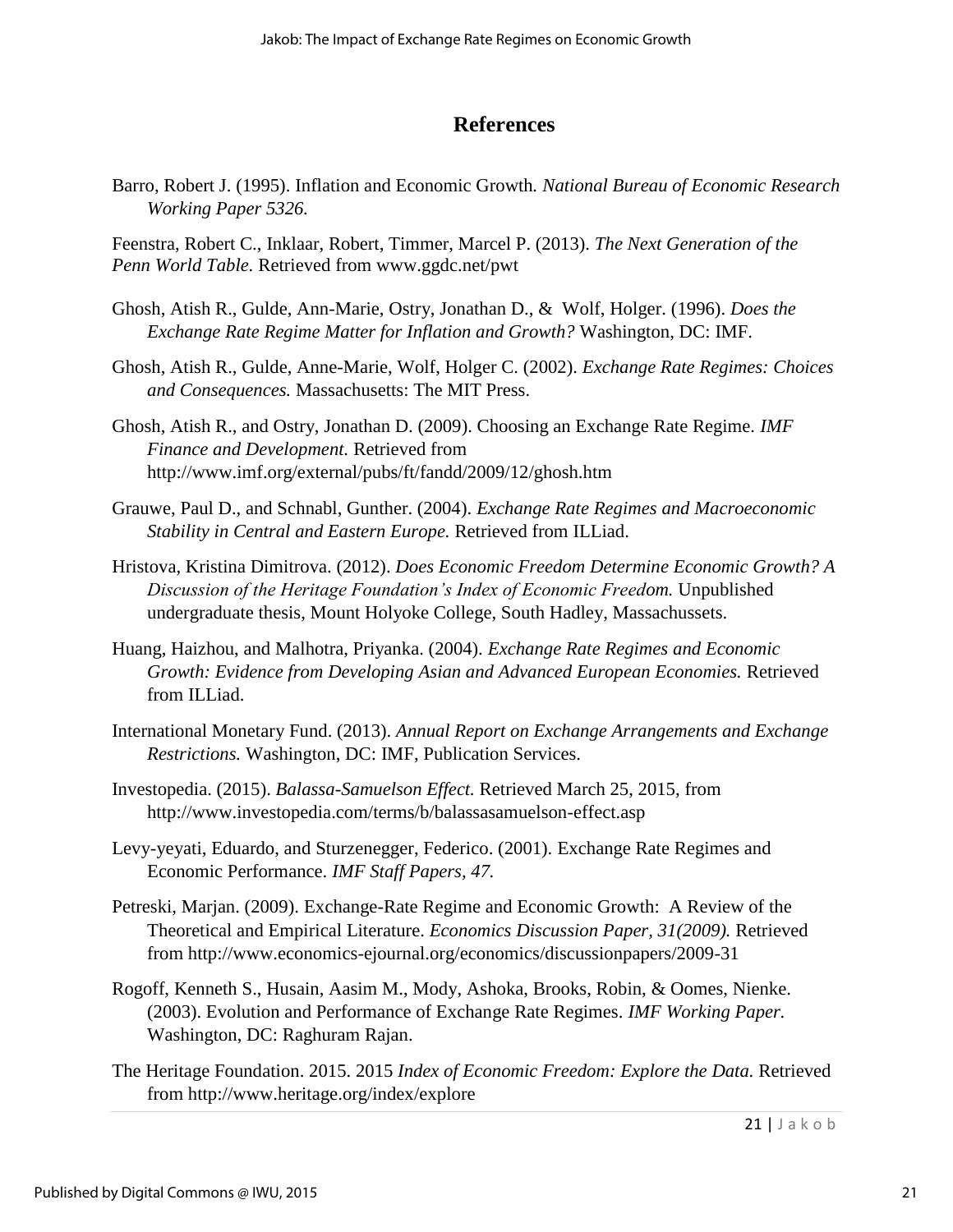## References

Barro, Robert J. (1995). Inflation and Economic Growth. *National Bureau of Economic Research Working Paper 5326.*

Feenstra, Robert C., Inklaar, Robert, Timmer, Marcel P. (2013). *The Next Generation of the Penn World Table.* Retrieved from www.ggdc.net/pwt

Ghosh, Atish R., Gulde, Ann-Marie, Ostry, Jonathan D., & Wolf, Holger. (1996). *Does the Exchange Rate Regime Matter for Inflation and Growth?* Washington, DC: IMF.

Ghosh, Atish R., Gulde, Anne-Marie, Wolf, Holger C. (2002). *Exchange Rate Regimes: Choices and Consequences.* Massachusetts: The MIT Press.

Ghosh, Atish R., and Ostry, Jonathan D. (2009). Choosing an Exchange Rate Regime. *IMF Finance and Development.* Retrieved from http://www.imf.org/external/pubs/ft/fandd/2009/12/ghosh.htm

Grauwe, Paul D., and Schnabl, Gunther. (2004). *Exchange Rate Regimes and Macroeconomic Stability in Central and Eastern Europe.* Retrieved from ILLiad.

Hristova, Kristina Dimitrova. (2012). *Does Economic Freedom Determine Economic Growth? A Discussion of the Heritage Foundation's Index of Economic Freedom.* Unpublished undergraduate thesis, Mount Holyoke College, South Hadley, Massachussets.

Huang, Haizhou, and Malhotra, Priyanka. (2004). *Exchange Rate Regimes and Economic Growth: Evidence from Developing Asian and Advanced European Economies.* Retrieved from ILLiad.

International Monetary Fund. (2013). *Annual Report on Exchange Arrangements and Exchange Restrictions.* Washington, DC: IMF, Publication Services.

Investopedia. (2015). *Balassa-Samuelson Effect.* Retrieved March 25, 2015, from http://www.investopedia.com/terms/b/balassasamuelson-effect.asp

Levy-yeyati, Eduardo, and Sturzenegger, Federico. (2001). Exchange Rate Regimes and Economic Performance. *IMF Staff Papers, 47.*

Petreski, Marjan. (2009). Exchange-Rate Regime and Economic Growth: A Review of the Theoretical and Empirical Literature. *Economics Discussion Paper, 31(2009).* Retrieved from http://www.economics-ejournal.org/economics/discussionpapers/2009-31

Rogoff, Kenneth S., Husain, Aasim M., Mody, Ashoka, Brooks, Robin, & Oomes, Nienke. (2003). Evolution and Performance of Exchange Rate Regimes. *IMF Working Paper.* Washington, DC: Raghuram Rajan.

The Heritage Foundation. 2015. 2015 *Index of Economic Freedom: Explore the Data.* Retrieved from http://www.heritage.org/index/explore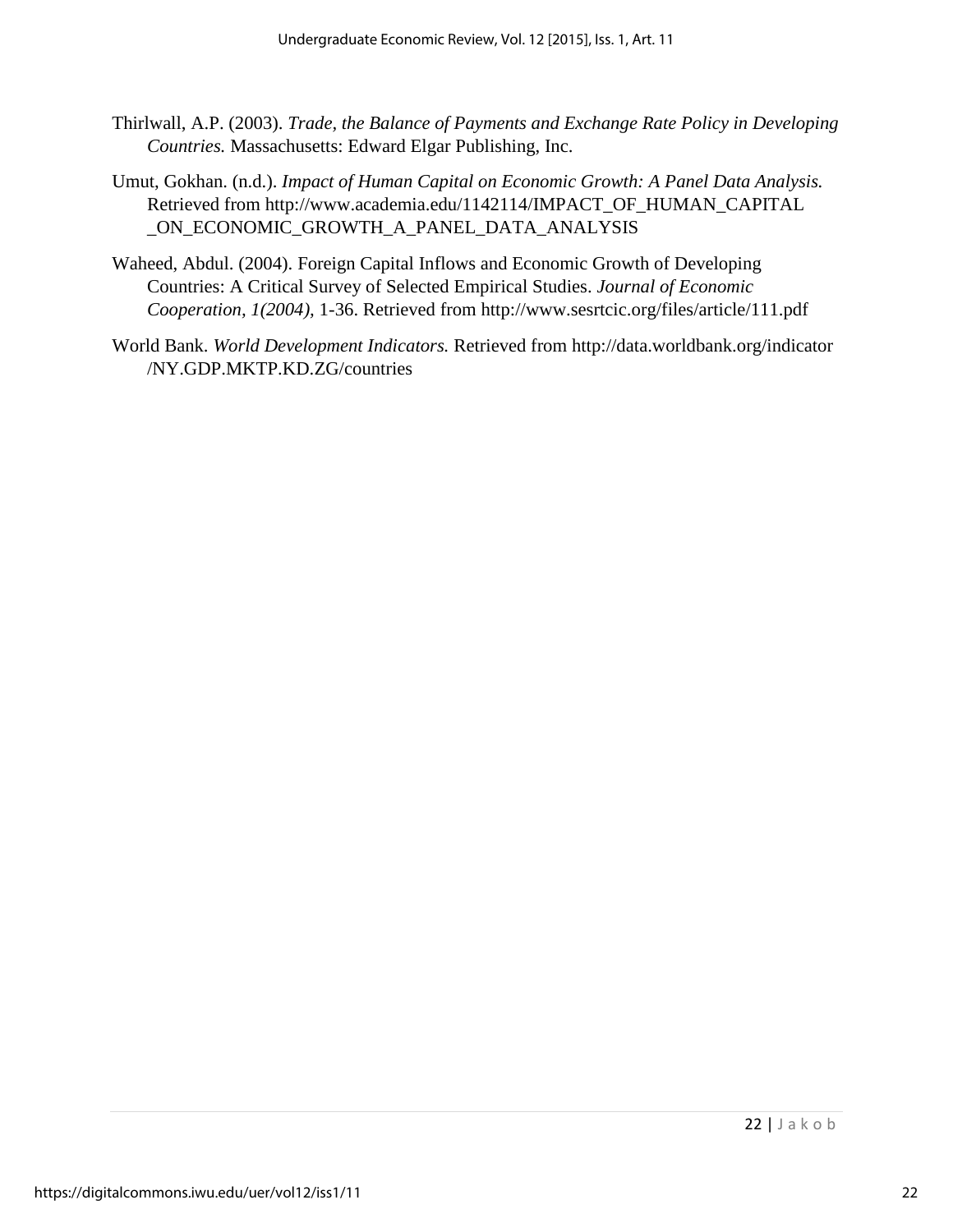Thirlwall, A.P. (2003). *Trade, the Balance of Payments and Exchange Rate Policy in Developing Countries.* Massachusetts: Edward Elgar Publishing, Inc.

Umut, Gokhan. (n.d.). *Impact of Human Capital on Economic Growth: A Panel Data Analysis.* Retrieved from http://www.academia.edu/1142114/IMPACT_OF_HUMAN_CAPITAL_ON_ECONOMIC_GROWTH_A_PANEL_DATA_ANALYSIS

Waheed, Abdul. (2004). Foreign Capital Inflows and Economic Growth of Developing Countries: A Critical Survey of Selected Empirical Studies. *Journal of Economic Cooperation, 1(2004),* 1-36. Retrieved from http://www.sesrtcic.org/files/article/111.pdf

World Bank. *World Development Indicators.* Retrieved from http://data.worldbank.org/indicator/NY.GDP.MKTP.KD.ZG/countries